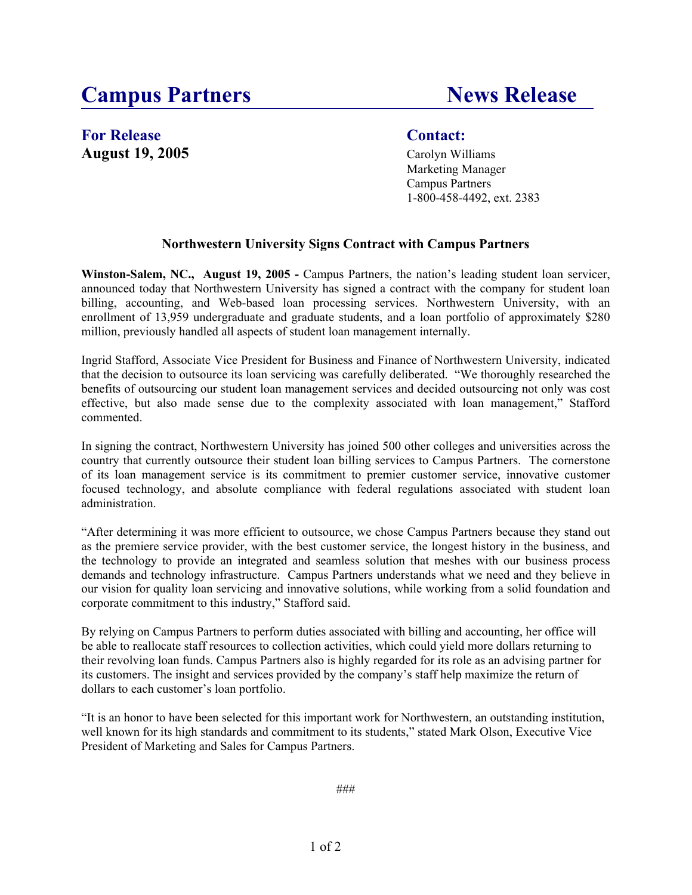# Campus Partners News Release

**For Release**
**August 19, 2005**

**Contact:**
Carolyn Williams
Marketing Manager
Campus Partners
1-800-458-4492, ext. 2383

## Northwestern University Signs Contract with Campus Partners

**Winston-Salem, NC., August 19, 2005 -** Campus Partners, the nation's leading student loan servicer, announced today that Northwestern University has signed a contract with the company for student loan billing, accounting, and Web-based loan processing services. Northwestern University, with an enrollment of 13,959 undergraduate and graduate students, and a loan portfolio of approximately $280 million, previously handled all aspects of student loan management internally.

Ingrid Stafford, Associate Vice President for Business and Finance of Northwestern University, indicated that the decision to outsource its loan servicing was carefully deliberated. "We thoroughly researched the benefits of outsourcing our student loan management services and decided outsourcing not only was cost effective, but also made sense due to the complexity associated with loan management," Stafford commented.

In signing the contract, Northwestern University has joined 500 other colleges and universities across the country that currently outsource their student loan billing services to Campus Partners. The cornerstone of its loan management service is its commitment to premier customer service, innovative customer focused technology, and absolute compliance with federal regulations associated with student loan administration.

"After determining it was more efficient to outsource, we chose Campus Partners because they stand out as the premiere service provider, with the best customer service, the longest history in the business, and the technology to provide an integrated and seamless solution that meshes with our business process demands and technology infrastructure. Campus Partners understands what we need and they believe in our vision for quality loan servicing and innovative solutions, while working from a solid foundation and corporate commitment to this industry," Stafford said.

By relying on Campus Partners to perform duties associated with billing and accounting, her office will be able to reallocate staff resources to collection activities, which could yield more dollars returning to their revolving loan funds. Campus Partners also is highly regarded for its role as an advising partner for its customers. The insight and services provided by the company's staff help maximize the return of dollars to each customer's loan portfolio.

"It is an honor to have been selected for this important work for Northwestern, an outstanding institution, well known for its high standards and commitment to its students," stated Mark Olson, Executive Vice President of Marketing and Sales for Campus Partners.

###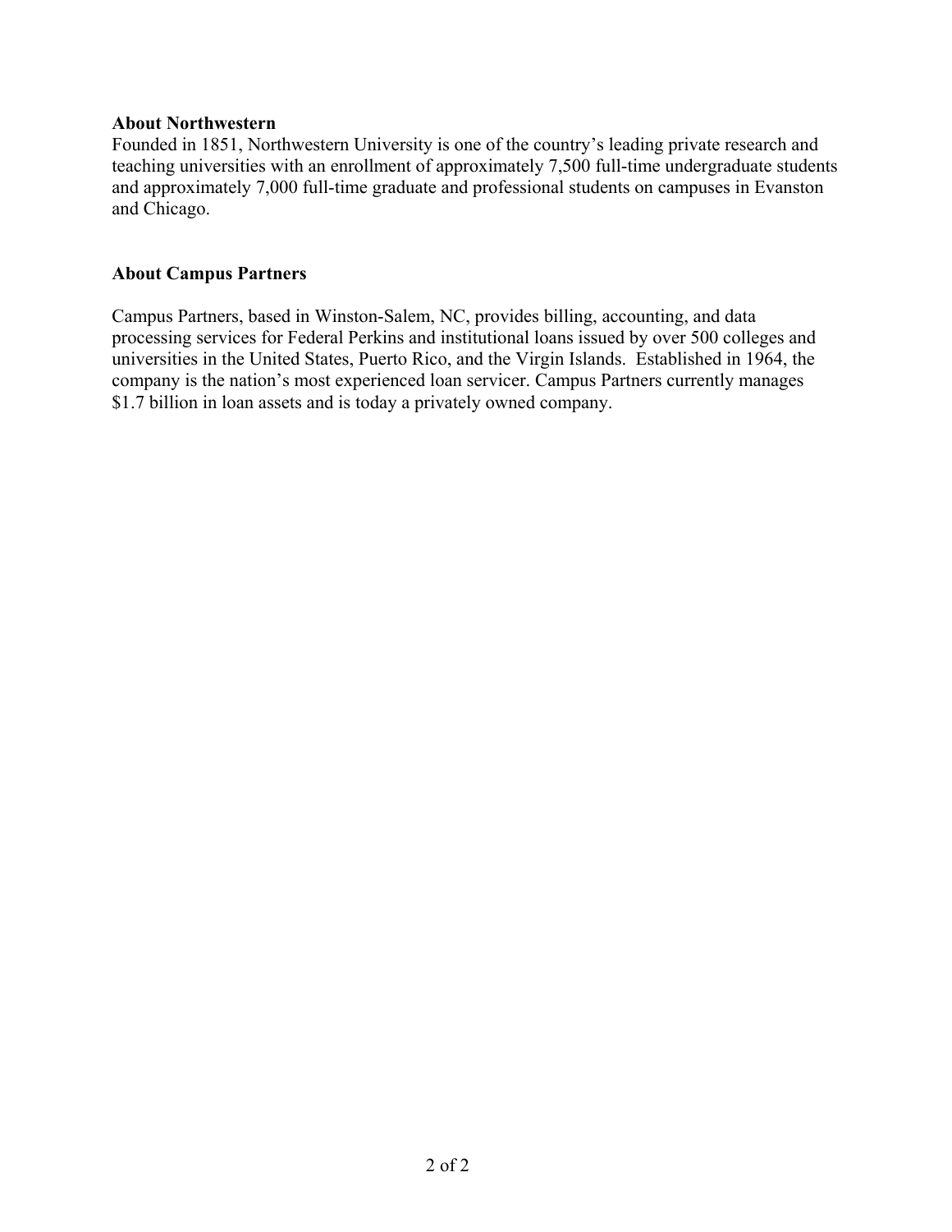**About Northwestern**

Founded in 1851, Northwestern University is one of the country's leading private research and teaching universities with an enrollment of approximately 7,500 full-time undergraduate students and approximately 7,000 full-time graduate and professional students on campuses in Evanston and Chicago.

**About Campus Partners**

Campus Partners, based in Winston-Salem, NC, provides billing, accounting, and data processing services for Federal Perkins and institutional loans issued by over 500 colleges and universities in the United States, Puerto Rico, and the Virgin Islands. Established in 1964, the company is the nation's most experienced loan servicer. Campus Partners currently manages $1.7 billion in loan assets and is today a privately owned company.